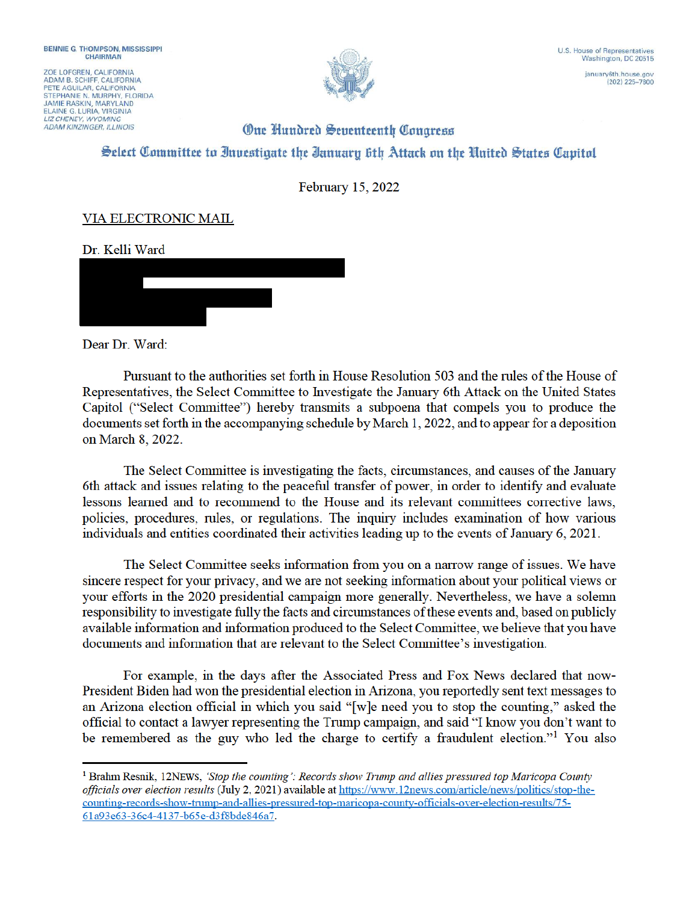BENNIE G. THOMPSON, MISSISSIPPI
CHAIRMAN

ZOE LOFGREN, CALIFORNIA
ADAM B. SCHIFF, CALIFORNIA
PETE AGUILAR, CALIFORNIA
STEPHANIE N. MURPHY, FLORIDA
JAMIE RASKIN, MARYLAND
ELAINE G. LURIA, VIRGINIA
*LIZ CHENEY, WYOMING*
*ADAM KINZINGER, ILLINOIS*

U.S. House of Representatives
Washington, DC 20515

january6th.house.gov
(202) 225-7800

# One Hundred Seventeenth Congress

## Select Committee to Investigate the January 6th Attack on the United States Capitol

February 15, 2022

VIA ELECTRONIC MAIL

Dr. Kelli Ward

Dear Dr. Ward:

Pursuant to the authorities set forth in House Resolution 503 and the rules of the House of Representatives, the Select Committee to Investigate the January 6th Attack on the United States Capitol ("Select Committee") hereby transmits a subpoena that compels you to produce the documents set forth in the accompanying schedule by March 1, 2022, and to appear for a deposition on March 8, 2022.

The Select Committee is investigating the facts, circumstances, and causes of the January 6th attack and issues relating to the peaceful transfer of power, in order to identify and evaluate lessons learned and to recommend to the House and its relevant committees corrective laws, policies, procedures, rules, or regulations. The inquiry includes examination of how various individuals and entities coordinated their activities leading up to the events of January 6, 2021.

The Select Committee seeks information from you on a narrow range of issues. We have sincere respect for your privacy, and we are not seeking information about your political views or your efforts in the 2020 presidential campaign more generally. Nevertheless, we have a solemn responsibility to investigate fully the facts and circumstances of these events and, based on publicly available information and information produced to the Select Committee, we believe that you have documents and information that are relevant to the Select Committee's investigation.

For example, in the days after the Associated Press and Fox News declared that now-President Biden had won the presidential election in Arizona, you reportedly sent text messages to an Arizona election official in which you said "[w]e need you to stop the counting," asked the official to contact a lawyer representing the Trump campaign, and said "I know you don't want to be remembered as the guy who led the charge to certify a fraudulent election."[1] You also

[1] Brahm Resnik, 12NEWS, *'Stop the counting': Records show Trump and allies pressured top Maricopa County officials over election results* (July 2, 2021) available at https://www.12news.com/article/news/politics/stop-the-counting-records-show-trump-and-allies-pressured-top-maricopa-county-officials-over-election-results/75-61a93e63-36c4-4137-b65e-d3f8bde846a7.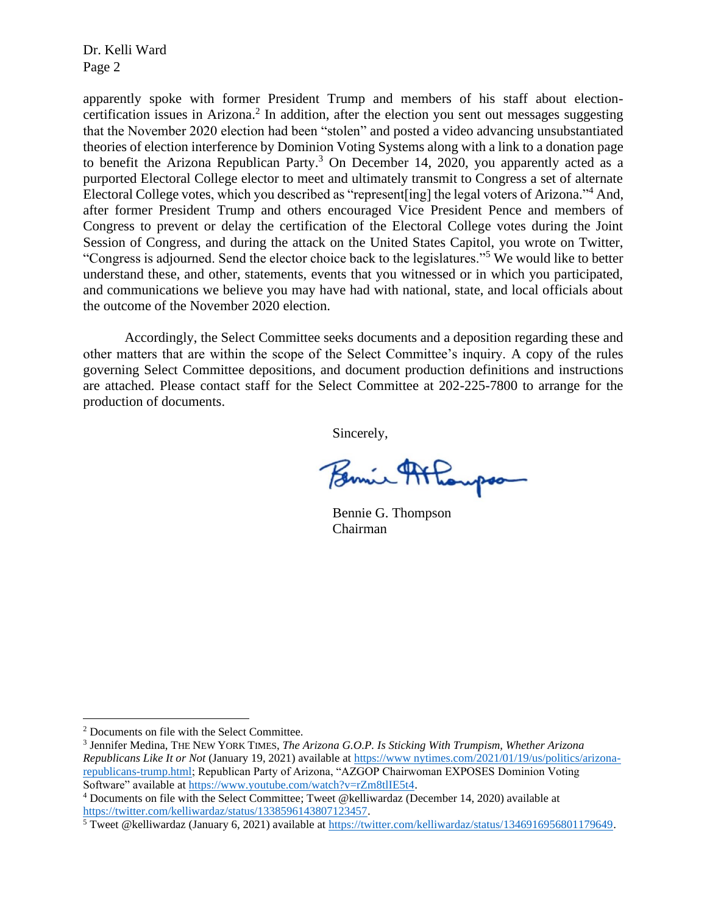apparently spoke with former President Trump and members of his staff about election-certification issues in Arizona.[2] In addition, after the election you sent out messages suggesting that the November 2020 election had been "stolen" and posted a video advancing unsubstantiated theories of election interference by Dominion Voting Systems along with a link to a donation page to benefit the Arizona Republican Party.[3] On December 14, 2020, you apparently acted as a purported Electoral College elector to meet and ultimately transmit to Congress a set of alternate Electoral College votes, which you described as "represent[ing] the legal voters of Arizona."[4] And, after former President Trump and others encouraged Vice President Pence and members of Congress to prevent or delay the certification of the Electoral College votes during the Joint Session of Congress, and during the attack on the United States Capitol, you wrote on Twitter, "Congress is adjourned. Send the elector choice back to the legislatures."[5] We would like to better understand these, and other, statements, events that you witnessed or in which you participated, and communications we believe you may have had with national, state, and local officials about the outcome of the November 2020 election.

Accordingly, the Select Committee seeks documents and a deposition regarding these and other matters that are within the scope of the Select Committee's inquiry. A copy of the rules governing Select Committee depositions, and document production definitions and instructions are attached. Please contact staff for the Select Committee at 202-225-7800 to arrange for the production of documents.

Sincerely,

Bennie G. Thompson
Chairman

---

[2] Documents on file with the Select Committee.

[3] Jennifer Medina, THE NEW YORK TIMES, *The Arizona G.O.P. Is Sticking With Trumpism, Whether Arizona Republicans Like It or Not* (January 19, 2021) available at https://www.nytimes.com/2021/01/19/us/politics/arizona-republicans-trump.html; Republican Party of Arizona, "AZGOP Chairwoman EXPOSES Dominion Voting Software" available at https://www.youtube.com/watch?v=rZm8tlIE5t4.

[4] Documents on file with the Select Committee; Tweet @kelliwardaz (December 14, 2020) available at https://twitter.com/kelliwardaz/status/1338596143807123457.

[5] Tweet @kelliwardaz (January 6, 2021) available at https://twitter.com/kelliwardaz/status/1346916956801179649.